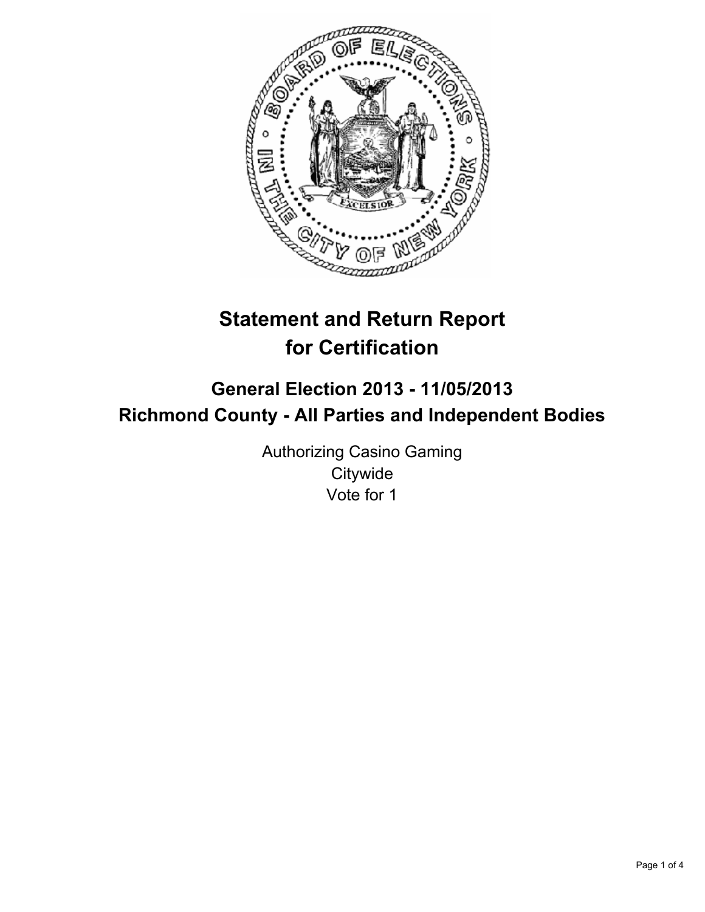# Statement and Return Report for Certification

## General Election 2013 - 11/05/2013
## Richmond County - All Parties and Independent Bodies

Authorizing Casino Gaming
Citywide
Vote for 1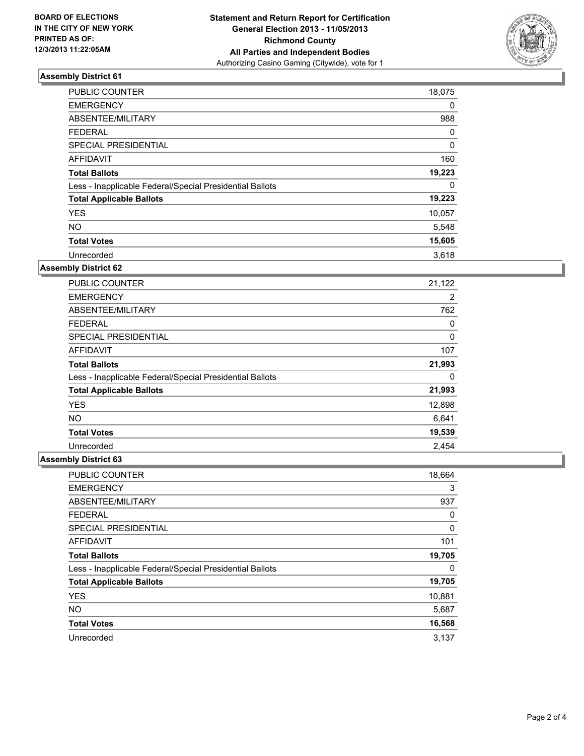**BOARD OF ELECTIONS IN THE CITY OF NEW YORK PRINTED AS OF: 12/3/2013 11:22:05AM**

**Statement and Return Report for Certification**
**General Election 2013 - 11/05/2013**
**Richmond County**
**All Parties and Independent Bodies**
Authorizing Casino Gaming (Citywide), vote for 1

### Assembly District 61

| | |
|---|---|
| PUBLIC COUNTER | 18,075 |
| EMERGENCY | 0 |
| ABSENTEE/MILITARY | 988 |
| FEDERAL | 0 |
| SPECIAL PRESIDENTIAL | 0 |
| AFFIDAVIT | 160 |
| **Total Ballots** | **19,223** |
| Less - Inapplicable Federal/Special Presidential Ballots | 0 |
| **Total Applicable Ballots** | **19,223** |
| YES | 10,057 |
| NO | 5,548 |
| **Total Votes** | **15,605** |
| Unrecorded | 3,618 |

### Assembly District 62

| | |
|---|---|
| PUBLIC COUNTER | 21,122 |
| EMERGENCY | 2 |
| ABSENTEE/MILITARY | 762 |
| FEDERAL | 0 |
| SPECIAL PRESIDENTIAL | 0 |
| AFFIDAVIT | 107 |
| **Total Ballots** | **21,993** |
| Less - Inapplicable Federal/Special Presidential Ballots | 0 |
| **Total Applicable Ballots** | **21,993** |
| YES | 12,898 |
| NO | 6,641 |
| **Total Votes** | **19,539** |
| Unrecorded | 2,454 |

### Assembly District 63

| | |
|---|---|
| PUBLIC COUNTER | 18,664 |
| EMERGENCY | 3 |
| ABSENTEE/MILITARY | 937 |
| FEDERAL | 0 |
| SPECIAL PRESIDENTIAL | 0 |
| AFFIDAVIT | 101 |
| **Total Ballots** | **19,705** |
| Less - Inapplicable Federal/Special Presidential Ballots | 0 |
| **Total Applicable Ballots** | **19,705** |
| YES | 10,881 |
| NO | 5,687 |
| **Total Votes** | **16,568** |
| Unrecorded | 3,137 |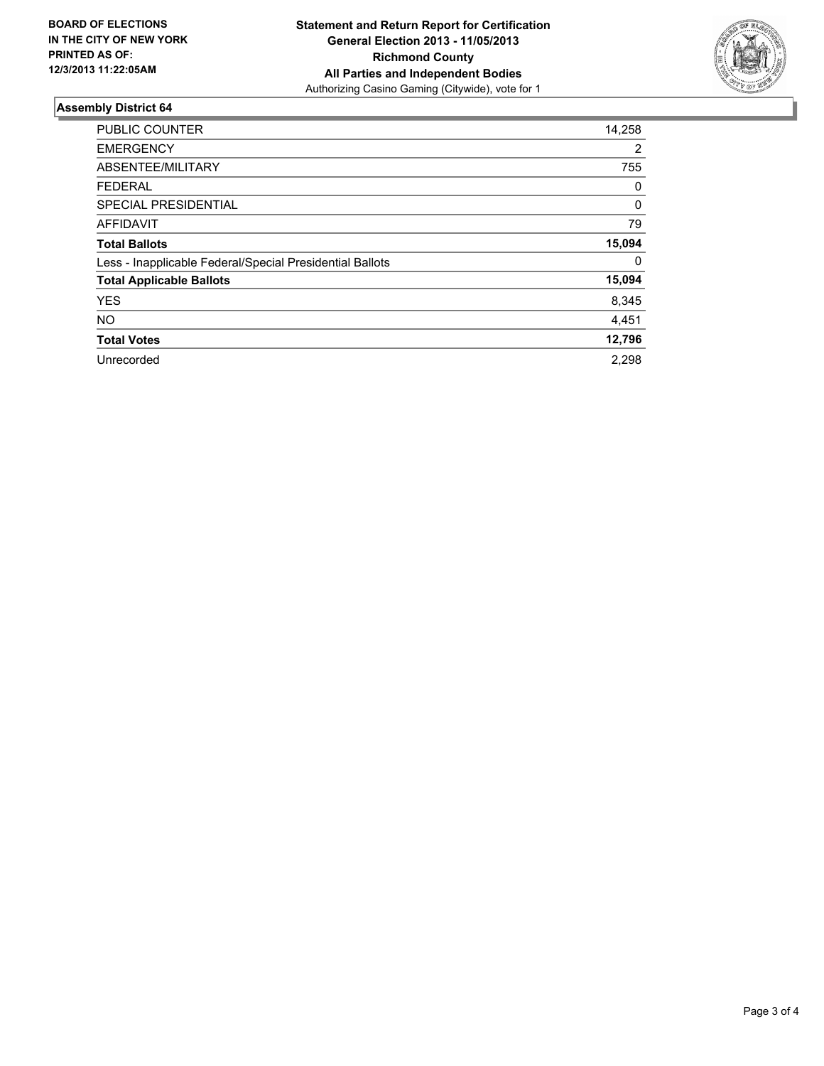**BOARD OF ELECTIONS IN THE CITY OF NEW YORK PRINTED AS OF: 12/3/2013 11:22:05AM**

**Statement and Return Report for Certification**
**General Election 2013 - 11/05/2013**
**Richmond County**
**All Parties and Independent Bodies**
Authorizing Casino Gaming (Citywide), vote for 1

### Assembly District 64

| | |
|---|---|
| PUBLIC COUNTER | 14,258 |
| EMERGENCY | 2 |
| ABSENTEE/MILITARY | 755 |
| FEDERAL | 0 |
| SPECIAL PRESIDENTIAL | 0 |
| AFFIDAVIT | 79 |
| **Total Ballots** | **15,094** |
| Less - Inapplicable Federal/Special Presidential Ballots | 0 |
| **Total Applicable Ballots** | **15,094** |
| YES | 8,345 |
| NO | 4,451 |
| **Total Votes** | **12,796** |
| Unrecorded | 2,298 |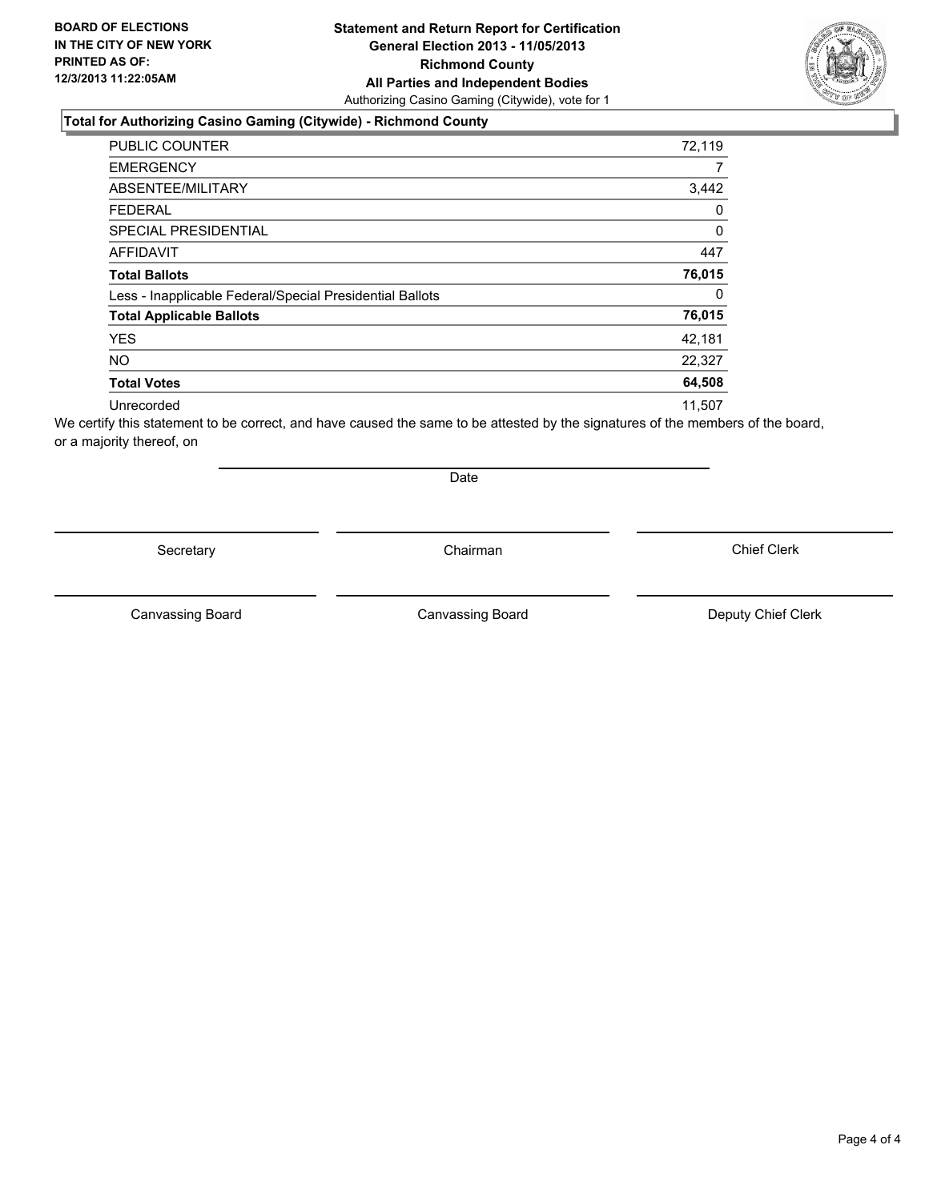**BOARD OF ELECTIONS IN THE CITY OF NEW YORK PRINTED AS OF: 12/3/2013 11:22:05AM**

**Statement and Return Report for Certification**
**General Election 2013 - 11/05/2013**
**Richmond County**
**All Parties and Independent Bodies**
Authorizing Casino Gaming (Citywide), vote for 1

**Total for Authorizing Casino Gaming (Citywide) - Richmond County**

| | |
|---|---|
| PUBLIC COUNTER | 72,119 |
| EMERGENCY | 7 |
| ABSENTEE/MILITARY | 3,442 |
| FEDERAL | 0 |
| SPECIAL PRESIDENTIAL | 0 |
| AFFIDAVIT | 447 |
| **Total Ballots** | **76,015** |
| Less - Inapplicable Federal/Special Presidential Ballots | 0 |
| **Total Applicable Ballots** | **76,015** |
| YES | 42,181 |
| NO | 22,327 |
| **Total Votes** | **64,508** |
| Unrecorded | 11,507 |

We certify this statement to be correct, and have caused the same to be attested by the signatures of the members of the board, or a majority thereof, on

Date

Secretary | Chairman | Chief Clerk

Canvassing Board | Canvassing Board | Deputy Chief Clerk